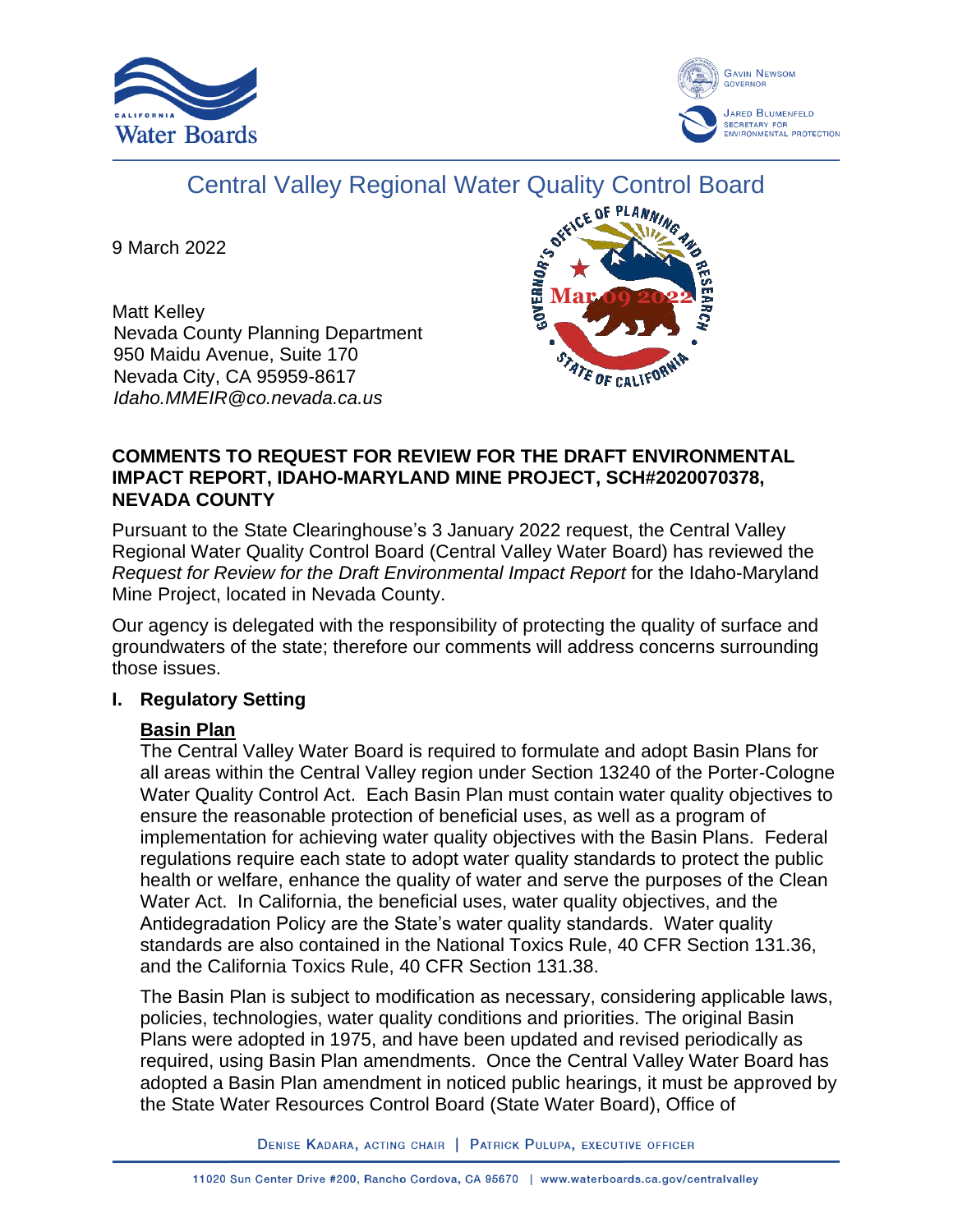# Central Valley Regional Water Quality Control Board

9 March 2022

Matt Kelley
Nevada County Planning Department
950 Maidu Avenue, Suite 170
Nevada City, CA 95959-8617
*Idaho.MMEIR@co.nevada.ca.us*

**COMMENTS TO REQUEST FOR REVIEW FOR THE DRAFT ENVIRONMENTAL IMPACT REPORT, IDAHO-MARYLAND MINE PROJECT, SCH#2020070378, NEVADA COUNTY**

Pursuant to the State Clearinghouse's 3 January 2022 request, the Central Valley Regional Water Quality Control Board (Central Valley Water Board) has reviewed the *Request for Review for the Draft Environmental Impact Report* for the Idaho-Maryland Mine Project, located in Nevada County.

Our agency is delegated with the responsibility of protecting the quality of surface and groundwaters of the state; therefore our comments will address concerns surrounding those issues.

## I. Regulatory Setting

### Basin Plan

The Central Valley Water Board is required to formulate and adopt Basin Plans for all areas within the Central Valley region under Section 13240 of the Porter-Cologne Water Quality Control Act. Each Basin Plan must contain water quality objectives to ensure the reasonable protection of beneficial uses, as well as a program of implementation for achieving water quality objectives with the Basin Plans. Federal regulations require each state to adopt water quality standards to protect the public health or welfare, enhance the quality of water and serve the purposes of the Clean Water Act. In California, the beneficial uses, water quality objectives, and the Antidegradation Policy are the State's water quality standards. Water quality standards are also contained in the National Toxics Rule, 40 CFR Section 131.36, and the California Toxics Rule, 40 CFR Section 131.38.

The Basin Plan is subject to modification as necessary, considering applicable laws, policies, technologies, water quality conditions and priorities. The original Basin Plans were adopted in 1975, and have been updated and revised periodically as required, using Basin Plan amendments. Once the Central Valley Water Board has adopted a Basin Plan amendment in noticed public hearings, it must be approved by the State Water Resources Control Board (State Water Board), Office of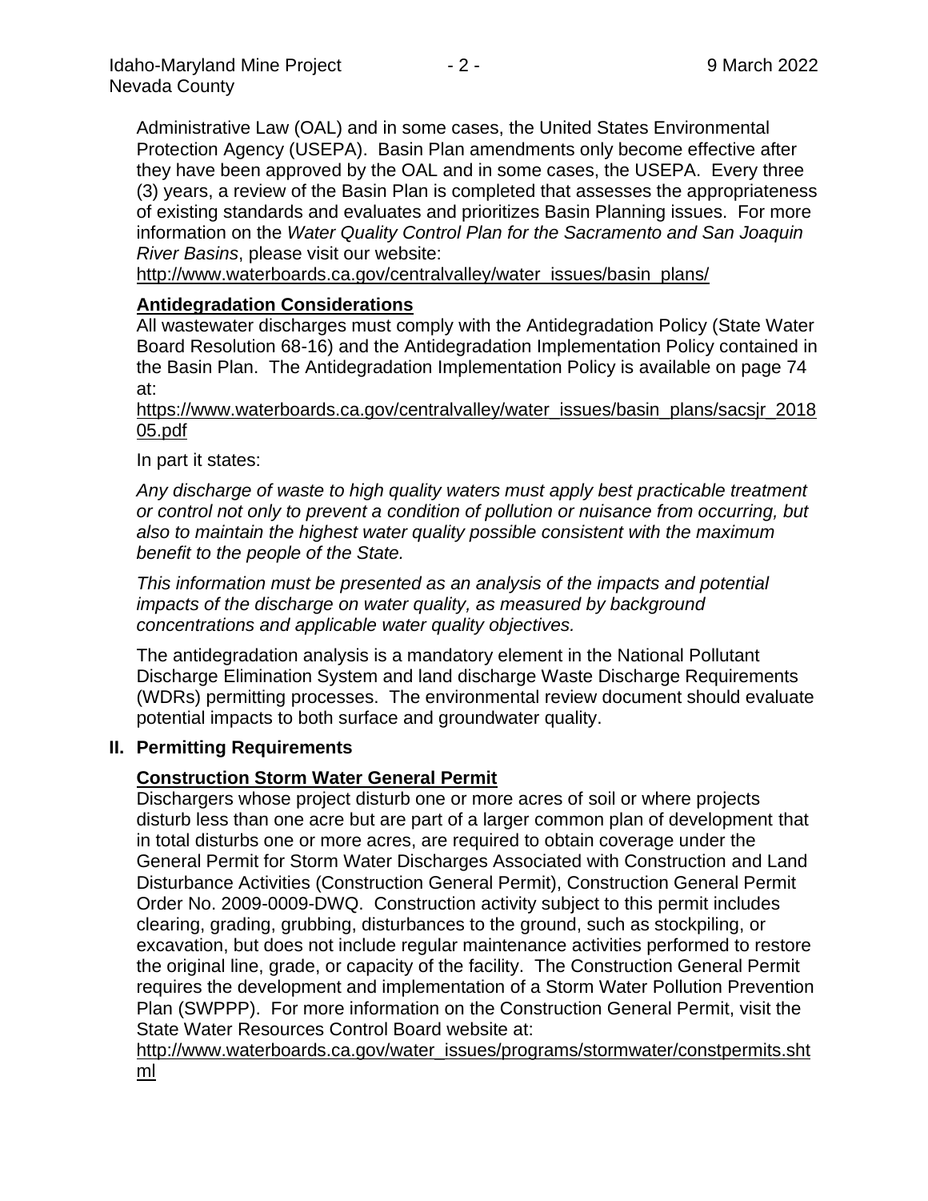Administrative Law (OAL) and in some cases, the United States Environmental Protection Agency (USEPA). Basin Plan amendments only become effective after they have been approved by the OAL and in some cases, the USEPA. Every three (3) years, a review of the Basin Plan is completed that assesses the appropriateness of existing standards and evaluates and prioritizes Basin Planning issues. For more information on the *Water Quality Control Plan for the Sacramento and San Joaquin River Basins*, please visit our website:
http://www.waterboards.ca.gov/centralvalley/water_issues/basin_plans/

**Antidegradation Considerations**

All wastewater discharges must comply with the Antidegradation Policy (State Water Board Resolution 68-16) and the Antidegradation Implementation Policy contained in the Basin Plan. The Antidegradation Implementation Policy is available on page 74 at:
https://www.waterboards.ca.gov/centralvalley/water_issues/basin_plans/sacsjr_201805.pdf

In part it states:

*Any discharge of waste to high quality waters must apply best practicable treatment or control not only to prevent a condition of pollution or nuisance from occurring, but also to maintain the highest water quality possible consistent with the maximum benefit to the people of the State.*

*This information must be presented as an analysis of the impacts and potential impacts of the discharge on water quality, as measured by background concentrations and applicable water quality objectives.*

The antidegradation analysis is a mandatory element in the National Pollutant Discharge Elimination System and land discharge Waste Discharge Requirements (WDRs) permitting processes. The environmental review document should evaluate potential impacts to both surface and groundwater quality.

## II. Permitting Requirements

**Construction Storm Water General Permit**

Dischargers whose project disturb one or more acres of soil or where projects disturb less than one acre but are part of a larger common plan of development that in total disturbs one or more acres, are required to obtain coverage under the General Permit for Storm Water Discharges Associated with Construction and Land Disturbance Activities (Construction General Permit), Construction General Permit Order No. 2009-0009-DWQ. Construction activity subject to this permit includes clearing, grading, grubbing, disturbances to the ground, such as stockpiling, or excavation, but does not include regular maintenance activities performed to restore the original line, grade, or capacity of the facility. The Construction General Permit requires the development and implementation of a Storm Water Pollution Prevention Plan (SWPPP). For more information on the Construction General Permit, visit the State Water Resources Control Board website at:
http://www.waterboards.ca.gov/water_issues/programs/stormwater/constpermits.shtml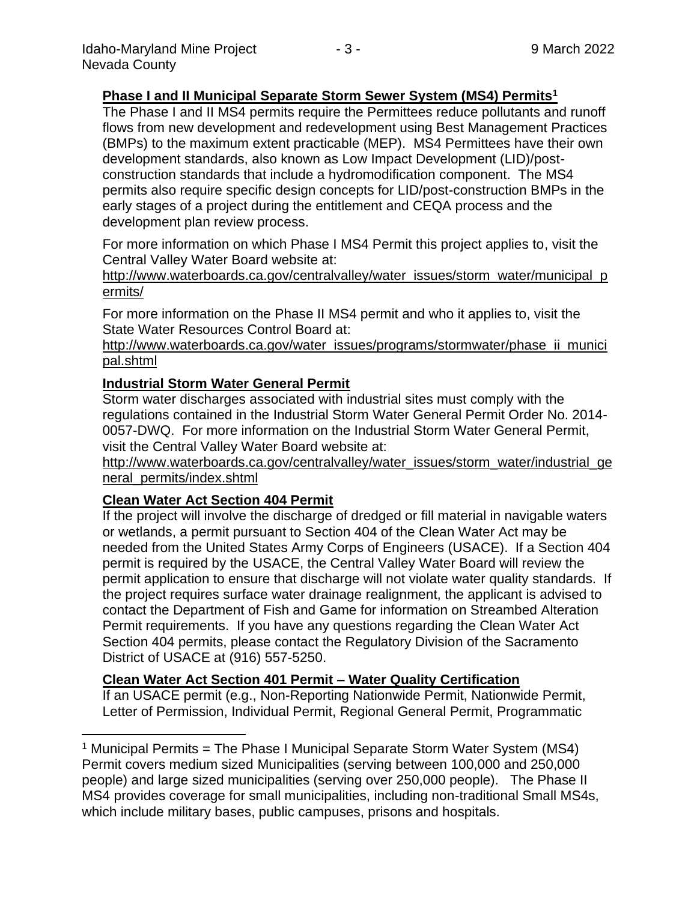**Phase I and II Municipal Separate Storm Sewer System (MS4) Permits[1]**

The Phase I and II MS4 permits require the Permittees reduce pollutants and runoff flows from new development and redevelopment using Best Management Practices (BMPs) to the maximum extent practicable (MEP). MS4 Permittees have their own development standards, also known as Low Impact Development (LID)/post-construction standards that include a hydromodification component. The MS4 permits also require specific design concepts for LID/post-construction BMPs in the early stages of a project during the entitlement and CEQA process and the development plan review process.

For more information on which Phase I MS4 Permit this project applies to, visit the Central Valley Water Board website at:
http://www.waterboards.ca.gov/centralvalley/water_issues/storm_water/municipal_permits/

For more information on the Phase II MS4 permit and who it applies to, visit the State Water Resources Control Board at:
http://www.waterboards.ca.gov/water_issues/programs/stormwater/phase_ii_municipal.shtml

**Industrial Storm Water General Permit**

Storm water discharges associated with industrial sites must comply with the regulations contained in the Industrial Storm Water General Permit Order No. 2014-0057-DWQ. For more information on the Industrial Storm Water General Permit, visit the Central Valley Water Board website at:
http://www.waterboards.ca.gov/centralvalley/water_issues/storm_water/industrial_general_permits/index.shtml

**Clean Water Act Section 404 Permit**

If the project will involve the discharge of dredged or fill material in navigable waters or wetlands, a permit pursuant to Section 404 of the Clean Water Act may be needed from the United States Army Corps of Engineers (USACE). If a Section 404 permit is required by the USACE, the Central Valley Water Board will review the permit application to ensure that discharge will not violate water quality standards. If the project requires surface water drainage realignment, the applicant is advised to contact the Department of Fish and Game for information on Streambed Alteration Permit requirements. If you have any questions regarding the Clean Water Act Section 404 permits, please contact the Regulatory Division of the Sacramento District of USACE at (916) 557-5250.

**Clean Water Act Section 401 Permit – Water Quality Certification**

If an USACE permit (e.g., Non-Reporting Nationwide Permit, Nationwide Permit, Letter of Permission, Individual Permit, Regional General Permit, Programmatic

[1] Municipal Permits = The Phase I Municipal Separate Storm Water System (MS4) Permit covers medium sized Municipalities (serving between 100,000 and 250,000 people) and large sized municipalities (serving over 250,000 people). The Phase II MS4 provides coverage for small municipalities, including non-traditional Small MS4s, which include military bases, public campuses, prisons and hospitals.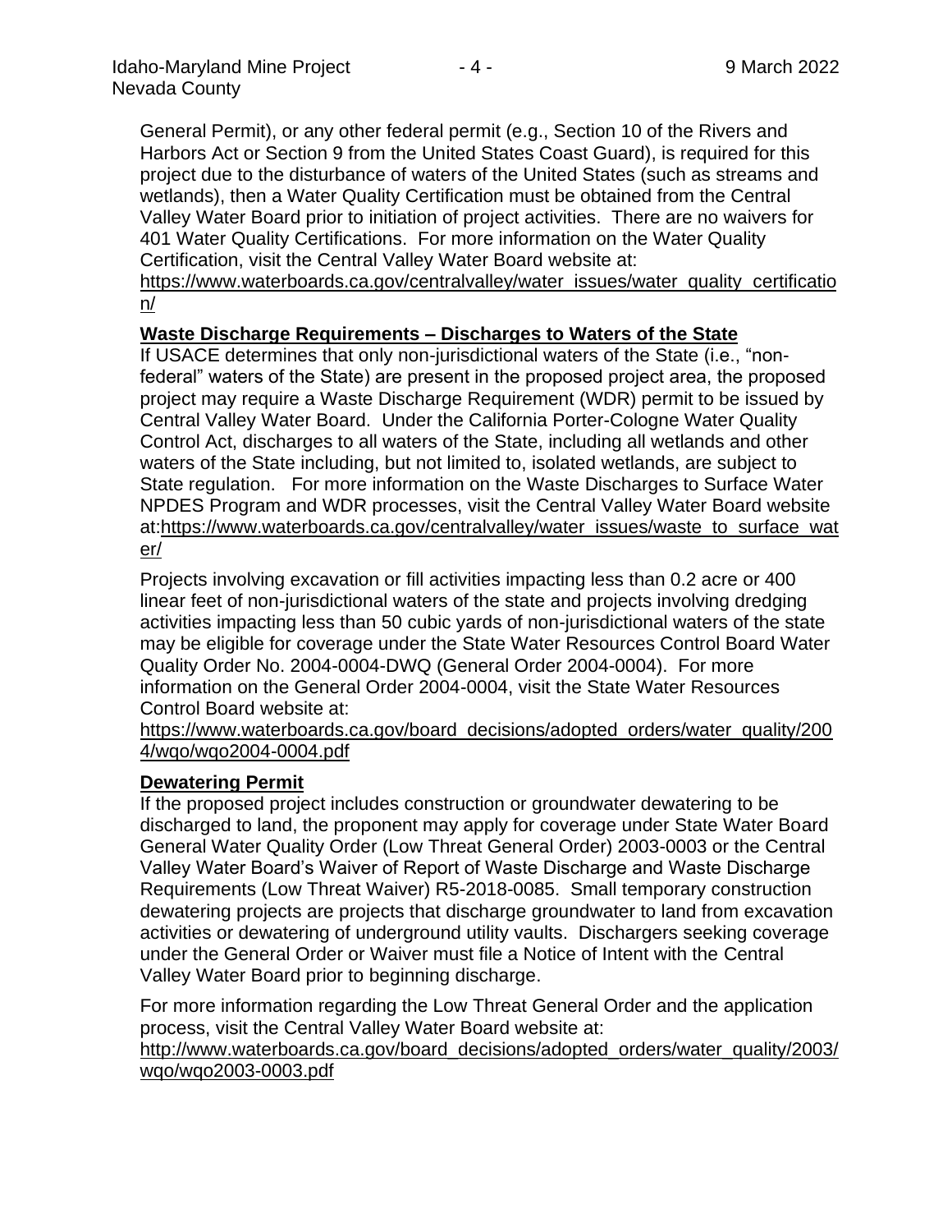General Permit), or any other federal permit (e.g., Section 10 of the Rivers and Harbors Act or Section 9 from the United States Coast Guard), is required for this project due to the disturbance of waters of the United States (such as streams and wetlands), then a Water Quality Certification must be obtained from the Central Valley Water Board prior to initiation of project activities. There are no waivers for 401 Water Quality Certifications. For more information on the Water Quality Certification, visit the Central Valley Water Board website at: https://www.waterboards.ca.gov/centralvalley/water_issues/water_quality_certification/

**Waste Discharge Requirements – Discharges to Waters of the State**

If USACE determines that only non-jurisdictional waters of the State (i.e., "non-federal" waters of the State) are present in the proposed project area, the proposed project may require a Waste Discharge Requirement (WDR) permit to be issued by Central Valley Water Board. Under the California Porter-Cologne Water Quality Control Act, discharges to all waters of the State, including all wetlands and other waters of the State including, but not limited to, isolated wetlands, are subject to State regulation. For more information on the Waste Discharges to Surface Water NPDES Program and WDR processes, visit the Central Valley Water Board website at:https://www.waterboards.ca.gov/centralvalley/water_issues/waste_to_surface_water/

Projects involving excavation or fill activities impacting less than 0.2 acre or 400 linear feet of non-jurisdictional waters of the state and projects involving dredging activities impacting less than 50 cubic yards of non-jurisdictional waters of the state may be eligible for coverage under the State Water Resources Control Board Water Quality Order No. 2004-0004-DWQ (General Order 2004-0004). For more information on the General Order 2004-0004, visit the State Water Resources Control Board website at:
https://www.waterboards.ca.gov/board_decisions/adopted_orders/water_quality/2004/wqo/wqo2004-0004.pdf

**Dewatering Permit**

If the proposed project includes construction or groundwater dewatering to be discharged to land, the proponent may apply for coverage under State Water Board General Water Quality Order (Low Threat General Order) 2003-0003 or the Central Valley Water Board's Waiver of Report of Waste Discharge and Waste Discharge Requirements (Low Threat Waiver) R5-2018-0085. Small temporary construction dewatering projects are projects that discharge groundwater to land from excavation activities or dewatering of underground utility vaults. Dischargers seeking coverage under the General Order or Waiver must file a Notice of Intent with the Central Valley Water Board prior to beginning discharge.

For more information regarding the Low Threat General Order and the application process, visit the Central Valley Water Board website at:
http://www.waterboards.ca.gov/board_decisions/adopted_orders/water_quality/2003/wqo/wqo2003-0003.pdf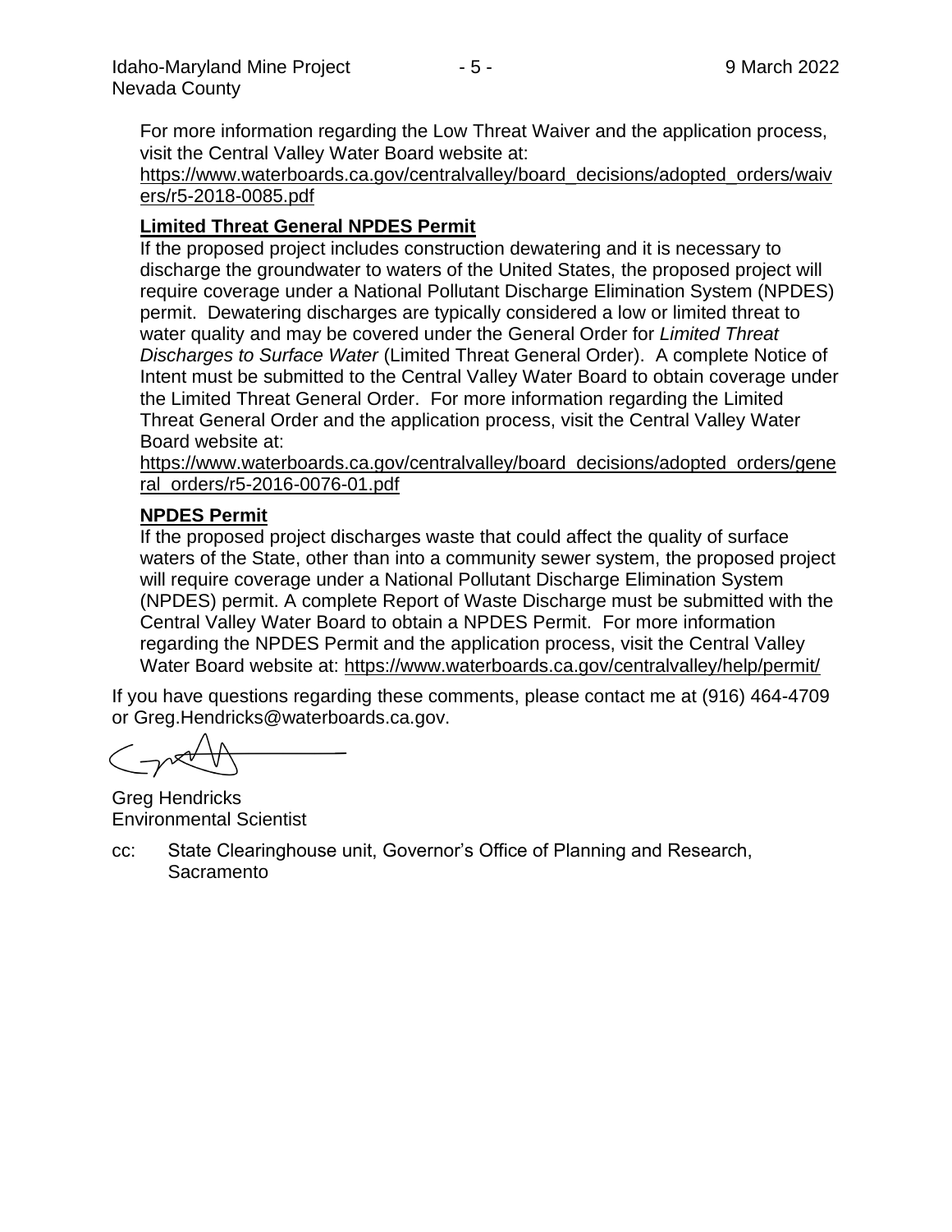For more information regarding the Low Threat Waiver and the application process, visit the Central Valley Water Board website at: https://www.waterboards.ca.gov/centralvalley/board_decisions/adopted_orders/waivers/r5-2018-0085.pdf

**Limited Threat General NPDES Permit**

If the proposed project includes construction dewatering and it is necessary to discharge the groundwater to waters of the United States, the proposed project will require coverage under a National Pollutant Discharge Elimination System (NPDES) permit. Dewatering discharges are typically considered a low or limited threat to water quality and may be covered under the General Order for *Limited Threat Discharges to Surface Water* (Limited Threat General Order). A complete Notice of Intent must be submitted to the Central Valley Water Board to obtain coverage under the Limited Threat General Order. For more information regarding the Limited Threat General Order and the application process, visit the Central Valley Water Board website at: https://www.waterboards.ca.gov/centralvalley/board_decisions/adopted_orders/general_orders/r5-2016-0076-01.pdf

**NPDES Permit**

If the proposed project discharges waste that could affect the quality of surface waters of the State, other than into a community sewer system, the proposed project will require coverage under a National Pollutant Discharge Elimination System (NPDES) permit. A complete Report of Waste Discharge must be submitted with the Central Valley Water Board to obtain a NPDES Permit. For more information regarding the NPDES Permit and the application process, visit the Central Valley Water Board website at: https://www.waterboards.ca.gov/centralvalley/help/permit/

If you have questions regarding these comments, please contact me at (916) 464-4709 or Greg.Hendricks@waterboards.ca.gov.

Greg Hendricks
Environmental Scientist

cc: State Clearinghouse unit, Governor's Office of Planning and Research, Sacramento